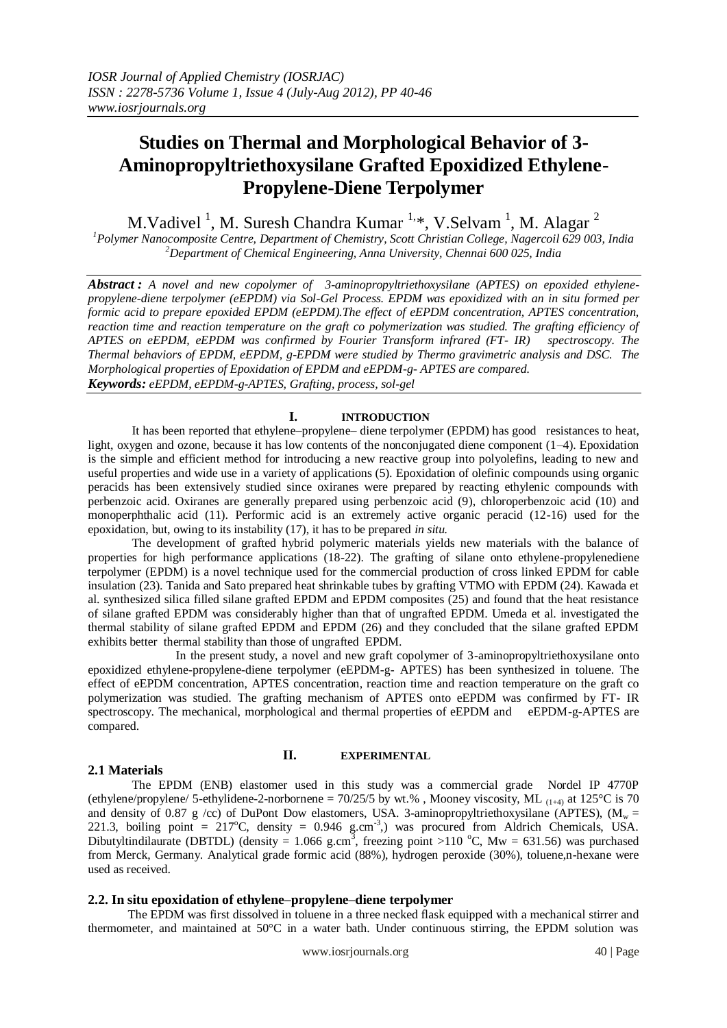# Studies on Thermal and Morphological Behavior of 3-Aminopropyltriethoxysilane Grafted Epoxidized Ethylene-Propylene-Diene Terpolymer

M.Vadivel [1], M. Suresh Chandra Kumar [1,*], V.Selvam [1], M. Alagar [2]

[1]Polymer Nanocomposite Centre, Department of Chemistry, Scott Christian College, Nagercoil 629 003, India
[2]Department of Chemical Engineering, Anna University, Chennai 600 025, India

***Abstract :*** *A novel and new copolymer of 3-aminopropyltriethoxysilane (APTES) on epoxided ethylene-propylene-diene terpolymer (eEPDM) via Sol-Gel Process. EPDM was epoxidized with an in situ formed per formic acid to prepare epoxided EPDM (eEPDM).The effect of eEPDM concentration, APTES concentration, reaction time and reaction temperature on the graft co polymerization was studied. The grafting efficiency of APTES on eEPDM, eEPDM was confirmed by Fourier Transform infrared (FT- IR) spectroscopy. The Thermal behaviors of EPDM, eEPDM, g-EPDM were studied by Thermo gravimetric analysis and DSC. The Morphological properties of Epoxidation of EPDM and eEPDM-g- APTES are compared.*

***Keywords:*** *eEPDM, eEPDM-g-APTES, Grafting, process, sol-gel*

## I. INTRODUCTION

It has been reported that ethylene–propylene– diene terpolymer (EPDM) has good resistances to heat, light, oxygen and ozone, because it has low contents of the nonconjugated diene component (1–4). Epoxidation is the simple and efficient method for introducing a new reactive group into polyolefins, leading to new and useful properties and wide use in a variety of applications (5). Epoxidation of olefinic compounds using organic peracids has been extensively studied since oxiranes were prepared by reacting ethylenic compounds with perbenzoic acid. Oxiranes are generally prepared using perbenzoic acid (9), chloroperbenzoic acid (10) and monoperphthalic acid (11). Performic acid is an extremely active organic peracid (12-16) used for the epoxidation, but, owing to its instability (17), it has to be prepared *in situ*.

The development of grafted hybrid polymeric materials yields new materials with the balance of properties for high performance applications (18-22). The grafting of silane onto ethylene-propylenediene terpolymer (EPDM) is a novel technique used for the commercial production of cross linked EPDM for cable insulation (23). Tanida and Sato prepared heat shrinkable tubes by grafting VTMO with EPDM (24). Kawada et al. synthesized silica filled silane grafted EPDM and EPDM composites (25) and found that the heat resistance of silane grafted EPDM was considerably higher than that of ungrafted EPDM. Umeda et al. investigated the thermal stability of silane grafted EPDM and EPDM (26) and they concluded that the silane grafted EPDM exhibits better thermal stability than those of ungrafted EPDM.

In the present study, a novel and new graft copolymer of 3-aminopropyltriethoxysilane onto epoxidized ethylene-propylene-diene terpolymer (eEPDM-g- APTES) has been synthesized in toluene. The effect of eEPDM concentration, APTES concentration, reaction time and reaction temperature on the graft co polymerization was studied. The grafting mechanism of APTES onto eEPDM was confirmed by FT- IR spectroscopy. The mechanical, morphological and thermal properties of eEPDM and eEPDM-g-APTES are compared.

## II. EXPERIMENTAL

### 2.1 Materials

The EPDM (ENB) elastomer used in this study was a commercial grade Nordel IP 4770P (ethylene/propylene/ 5-ethylidene-2-norbornene = 70/25/5 by wt.% , Mooney viscosity, ML $_{(1+4)}$ at 125°C is 70 and density of 0.87 g /cc) of DuPont Dow elastomers, USA. 3-aminopropyltriethoxysilane (APTES), ($M_w$ = 221.3, boiling point = 217°C, density = 0.946 g.cm$^{-3}$,) was procured from Aldrich Chemicals, USA. Dibutyltindilaurate (DBTDL) (density = 1.066 g.cm$^{3}$, freezing point >110 °C, Mw = 631.56) was purchased from Merck, Germany. Analytical grade formic acid (88%), hydrogen peroxide (30%), toluene,n-hexane were used as received.

### 2.2. In situ epoxidation of ethylene–propylene–diene terpolymer

The EPDM was first dissolved in toluene in a three necked flask equipped with a mechanical stirrer and thermometer, and maintained at 50°C in a water bath. Under continuous stirring, the EPDM solution was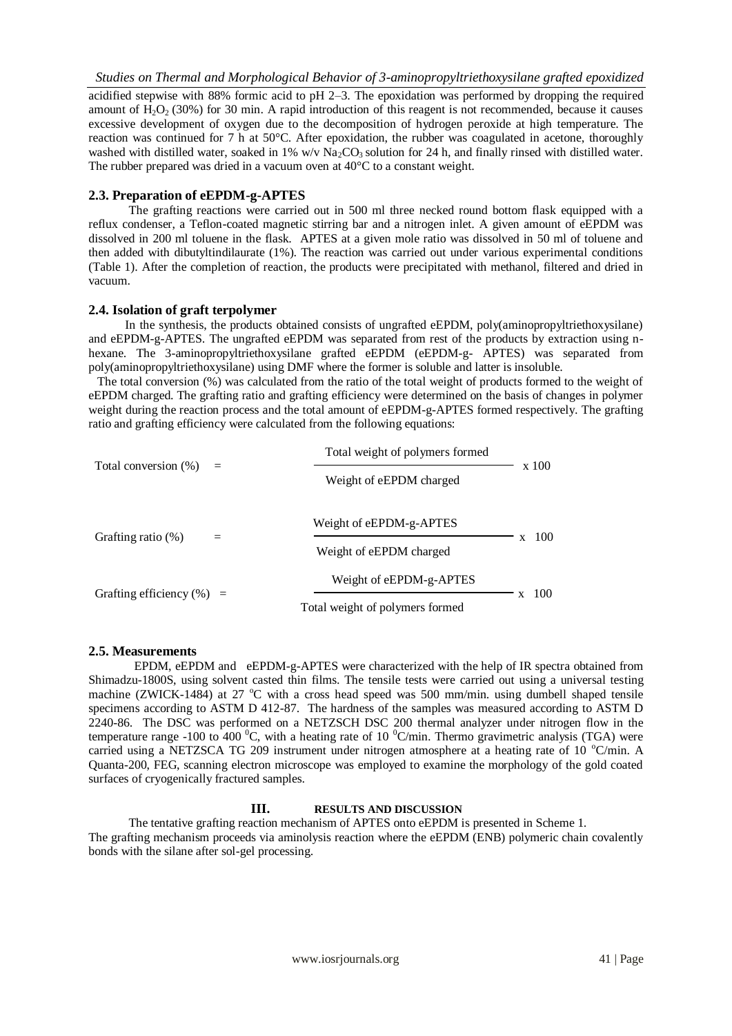acidified stepwise with 88% formic acid to pH 2–3. The epoxidation was performed by dropping the required amount of $H_2O_2$ (30%) for 30 min. A rapid introduction of this reagent is not recommended, because it causes excessive development of oxygen due to the decomposition of hydrogen peroxide at high temperature. The reaction was continued for 7 h at 50°C. After epoxidation, the rubber was coagulated in acetone, thoroughly washed with distilled water, soaked in 1% w/v $Na_2CO_3$ solution for 24 h, and finally rinsed with distilled water. The rubber prepared was dried in a vacuum oven at 40°C to a constant weight.

### 2.3. Preparation of eEPDM-g-APTES

The grafting reactions were carried out in 500 ml three necked round bottom flask equipped with a reflux condenser, a Teflon-coated magnetic stirring bar and a nitrogen inlet. A given amount of eEPDM was dissolved in 200 ml toluene in the flask. APTES at a given mole ratio was dissolved in 50 ml of toluene and then added with dibutyltindilaurate (1%). The reaction was carried out under various experimental conditions (Table 1). After the completion of reaction, the products were precipitated with methanol, filtered and dried in vacuum.

### 2.4. Isolation of graft terpolymer

In the synthesis, the products obtained consists of ungrafted eEPDM, poly(aminopropyltriethoxysilane) and eEPDM-g-APTES. The ungrafted eEPDM was separated from rest of the products by extraction using n-hexane. The 3-aminopropyltriethoxysilane grafted eEPDM (eEPDM-g- APTES) was separated from poly(aminopropyltriethoxysilane) using DMF where the former is soluble and latter is insoluble.

The total conversion (%) was calculated from the ratio of the total weight of products formed to the weight of eEPDM charged. The grafting ratio and grafting efficiency were determined on the basis of changes in polymer weight during the reaction process and the total amount of eEPDM-g-APTES formed respectively. The grafting ratio and grafting efficiency were calculated from the following equations:

$$\text{Total conversion (\%)} = \frac{\text{Total weight of polymers formed}}{\text{Weight of eEPDM charged}} \times 100$$

$$\text{Grafting ratio (\%)} = \frac{\text{Weight of eEPDM-g-APTES}}{\text{Weight of eEPDM charged}} \times 100$$

$$\text{Grafting efficiency (\%)} = \frac{\text{Weight of eEPDM-g-APTES}}{\text{Total weight of polymers formed}} \times 100$$

### 2.5. Measurements

EPDM, eEPDM and eEPDM-g-APTES were characterized with the help of IR spectra obtained from Shimadzu-1800S, using solvent casted thin films. The tensile tests were carried out using a universal testing machine (ZWICK-1484) at 27 $^{o}$C with a cross head speed was 500 mm/min. using dumbell shaped tensile specimens according to ASTM D 412-87. The hardness of the samples was measured according to ASTM D 2240-86. The DSC was performed on a NETZSCH DSC 200 thermal analyzer under nitrogen flow in the temperature range -100 to 400 $^{0}$C, with a heating rate of 10 $^{0}$C/min. Thermo gravimetric analysis (TGA) were carried using a NETZSCA TG 209 instrument under nitrogen atmosphere at a heating rate of 10 $^{o}$C/min. A Quanta-200, FEG, scanning electron microscope was employed to examine the morphology of the gold coated surfaces of cryogenically fractured samples.

## III. RESULTS AND DISCUSSION

The tentative grafting reaction mechanism of APTES onto eEPDM is presented in Scheme 1.
The grafting mechanism proceeds via aminolysis reaction where the eEPDM (ENB) polymeric chain covalently bonds with the silane after sol-gel processing.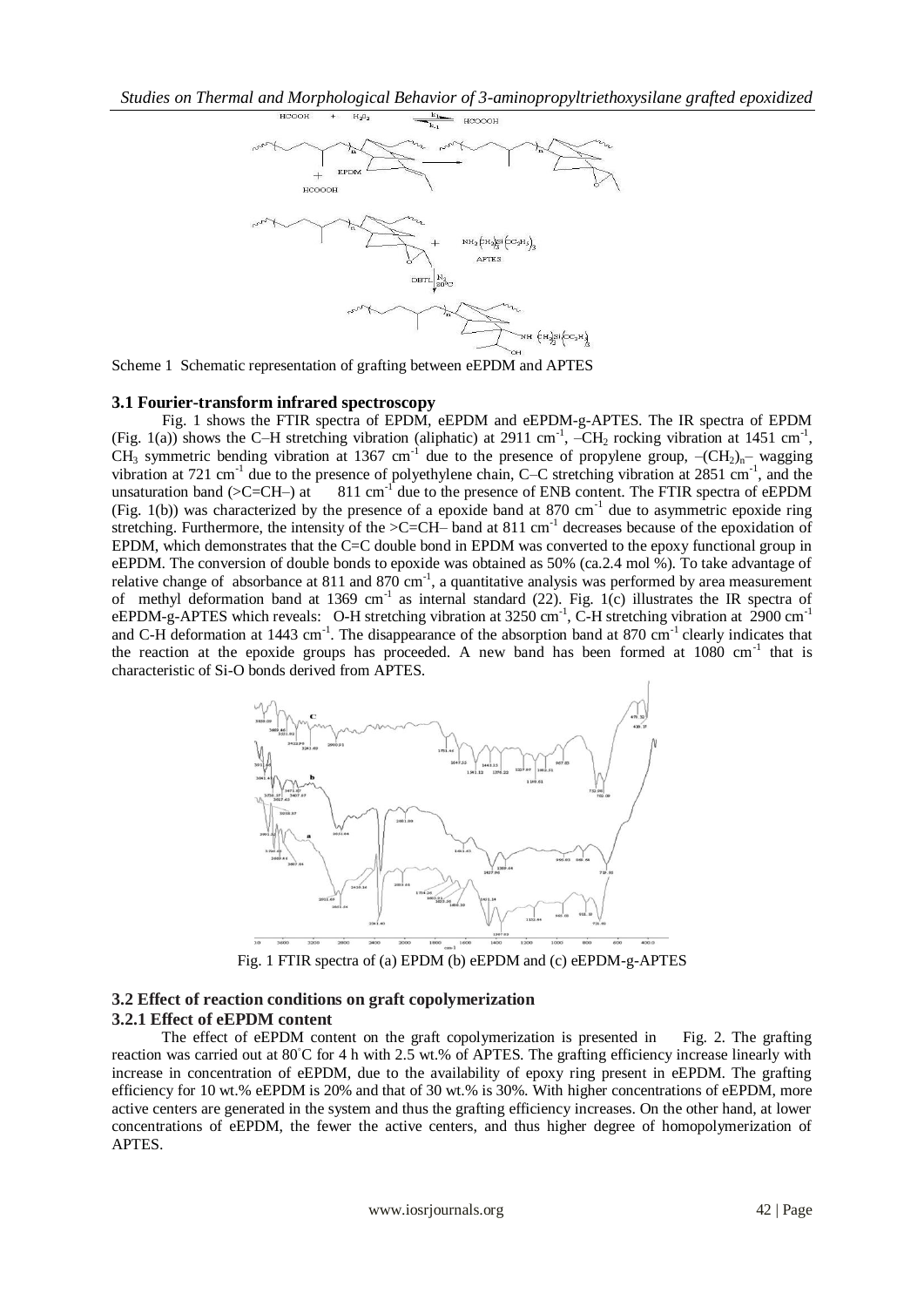Scheme 1 Schematic representation of grafting between eEPDM and APTES

### 3.1 Fourier-transform infrared spectroscopy

Fig. 1 shows the FTIR spectra of EPDM, eEPDM and eEPDM-g-APTES. The IR spectra of EPDM (Fig. 1(a)) shows the C–H stretching vibration (aliphatic) at 2911 $cm^{-1}$, $–CH_2$ rocking vibration at 1451 $cm^{-1}$, $CH_3$ symmetric bending vibration at 1367 $cm^{-1}$ due to the presence of propylene group, $–(CH_2)_n–$ wagging vibration at 721 $cm^{-1}$ due to the presence of polyethylene chain, C–C stretching vibration at 2851 $cm^{-1}$, and the unsaturation band (>C=CH–) at 811 $cm^{-1}$ due to the presence of ENB content. The FTIR spectra of eEPDM (Fig. 1(b)) was characterized by the presence of a epoxide band at 870 $cm^{-1}$ due to asymmetric epoxide ring stretching. Furthermore, the intensity of the >C=CH– band at 811 $cm^{-1}$ decreases because of the epoxidation of EPDM, which demonstrates that the C=C double bond in EPDM was converted to the epoxy functional group in eEPDM. The conversion of double bonds to epoxide was obtained as 50% (ca.2.4 mol %). To take advantage of relative change of absorbance at 811 and 870 $cm^{-1}$, a quantitative analysis was performed by area measurement of methyl deformation band at 1369 $cm^{-1}$ as internal standard (22). Fig. 1(c) illustrates the IR spectra of eEPDM-g-APTES which reveals: O-H stretching vibration at 3250 $cm^{-1}$, C-H stretching vibration at 2900 $cm^{-1}$ and C-H deformation at 1443 $cm^{-1}$. The disappearance of the absorption band at 870 $cm^{-1}$ clearly indicates that the reaction at the epoxide groups has proceeded. A new band has been formed at 1080 $cm^{-1}$ that is characteristic of Si-O bonds derived from APTES.

Fig. 1 FTIR spectra of (a) EPDM (b) eEPDM and (c) eEPDM-g-APTES

### 3.2 Effect of reaction conditions on graft copolymerization

#### 3.2.1 Effect of eEPDM content

The effect of eEPDM content on the graft copolymerization is presented in Fig. 2. The grafting reaction was carried out at 80°C for 4 h with 2.5 wt.% of APTES. The grafting efficiency increase linearly with increase in concentration of eEPDM, due to the availability of epoxy ring present in eEPDM. The grafting efficiency for 10 wt.% eEPDM is 20% and that of 30 wt.% is 30%. With higher concentrations of eEPDM, more active centers are generated in the system and thus the grafting efficiency increases. On the other hand, at lower concentrations of eEPDM, the fewer the active centers, and thus higher degree of homopolymerization of APTES.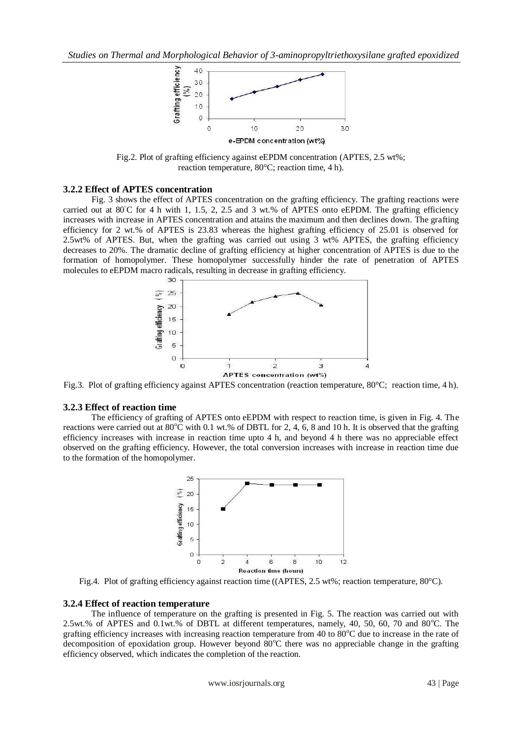Fig.2. Plot of grafting efficiency against eEPDM concentration (APTES, 2.5 wt%; reaction temperature, 80°C; reaction time, 4 h).

### 3.2.2 Effect of APTES concentration

Fig. 3 shows the effect of APTES concentration on the grafting efficiency. The grafting reactions were carried out at 80°C for 4 h with 1, 1.5, 2, 2.5 and 3 wt.% of APTES onto eEPDM. The grafting efficiency increases with increase in APTES concentration and attains the maximum and then declines down. The grafting efficiency for 2 wt.% of APTES is 23.83 whereas the highest grafting efficiency of 25.01 is observed for 2.5wt% of APTES. But, when the grafting was carried out using 3 wt% APTES, the grafting efficiency decreases to 20%. The dramatic decline of grafting efficiency at higher concentration of APTES is due to the formation of homopolymer. These homopolymer successfully hinder the rate of penetration of APTES molecules to eEPDM macro radicals, resulting in decrease in grafting efficiency.

Fig.3. Plot of grafting efficiency against APTES concentration (reaction temperature, 80°C; reaction time, 4 h).

### 3.2.3 Effect of reaction time

The efficiency of grafting of APTES onto eEPDM with respect to reaction time, is given in Fig. 4. The reactions were carried out at 80°C with 0.1 wt.% of DBTL for 2, 4, 6, 8 and 10 h. It is observed that the grafting efficiency increases with increase in reaction time upto 4 h, and beyond 4 h there was no appreciable effect observed on the grafting efficiency. However, the total conversion increases with increase in reaction time due to the formation of the homopolymer.

Fig.4. Plot of grafting efficiency against reaction time ((APTES, 2.5 wt%; reaction temperature, 80°C).

### 3.2.4 Effect of reaction temperature

The influence of temperature on the grafting is presented in Fig. 5. The reaction was carried out with 2.5wt.% of APTES and 0.1wt.% of DBTL at different temperatures, namely, 40, 50, 60, 70 and 80°C. The grafting efficiency increases with increasing reaction temperature from 40 to 80°C due to increase in the rate of decomposition of epoxidation group. However beyond 80°C there was no appreciable change in the grafting efficiency observed, which indicates the completion of the reaction.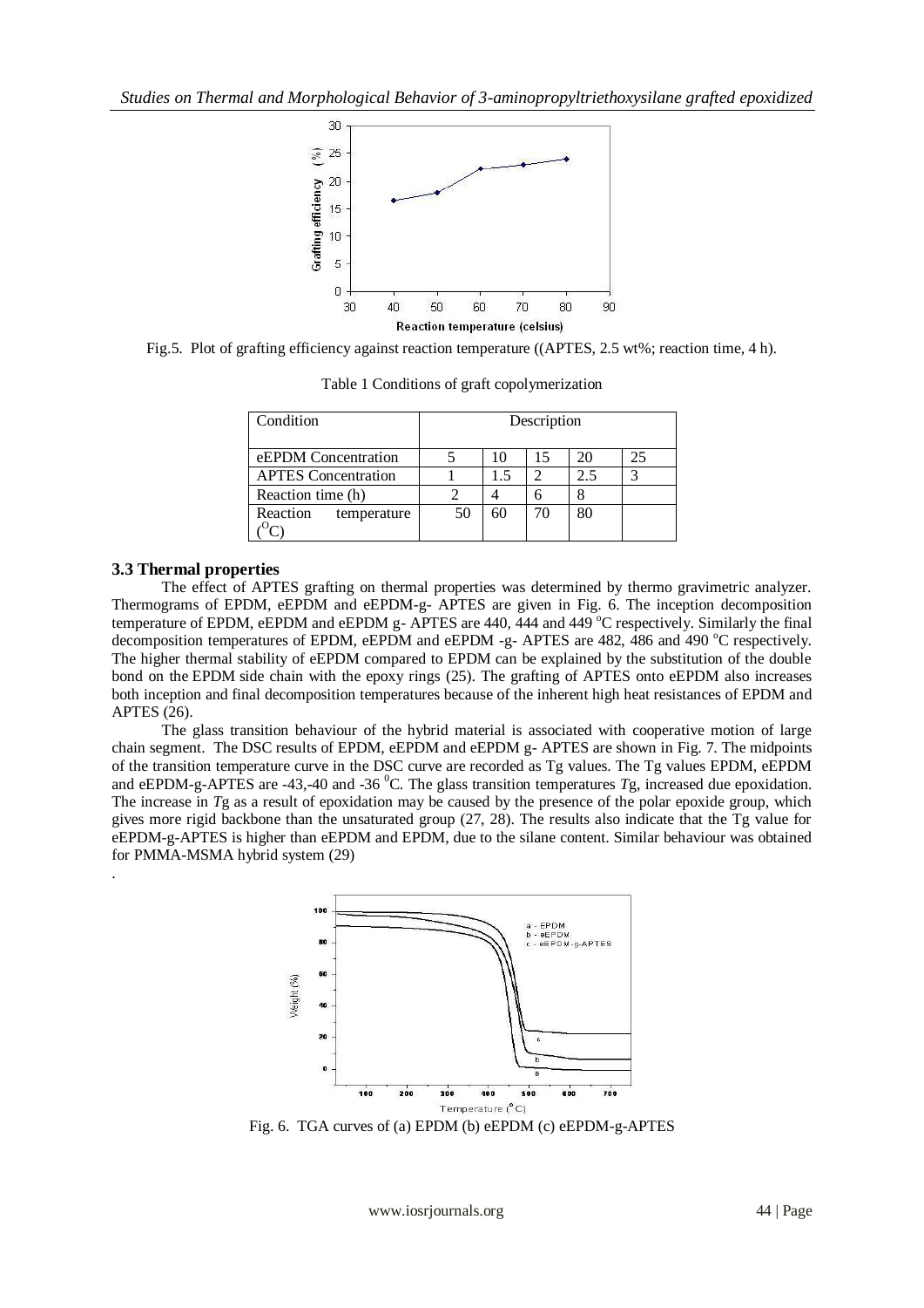Fig.5. Plot of grafting efficiency against reaction temperature ((APTES, 2.5 wt%; reaction time, 4 h).

Table 1 Conditions of graft copolymerization

| Condition | Description | | | | |
|---|---|---|---|---|---|
| eEPDM Concentration | 5 | 10 | 15 | 20 | 25 |
| APTES Concentration | 1 | 1.5 | 2 | 2.5 | 3 |
| Reaction time (h) | 2 | 4 | 6 | 8 | |
| Reaction temperature (°C) | 50 | 60 | 70 | 80 | |

### 3.3 Thermal properties

The effect of APTES grafting on thermal properties was determined by thermo gravimetric analyzer. Thermograms of EPDM, eEPDM and eEPDM-g- APTES are given in Fig. 6. The inception decomposition temperature of EPDM, eEPDM and eEPDM g- APTES are 440, 444 and 449 °C respectively. Similarly the final decomposition temperatures of EPDM, eEPDM and eEPDM -g- APTES are 482, 486 and 490 °C respectively. The higher thermal stability of eEPDM compared to EPDM can be explained by the substitution of the double bond on the EPDM side chain with the epoxy rings (25). The grafting of APTES onto eEPDM also increases both inception and final decomposition temperatures because of the inherent high heat resistances of EPDM and APTES (26).

The glass transition behaviour of the hybrid material is associated with cooperative motion of large chain segment. The DSC results of EPDM, eEPDM and eEPDM g- APTES are shown in Fig. 7. The midpoints of the transition temperature curve in the DSC curve are recorded as Tg values. The Tg values EPDM, eEPDM and eEPDM-g-APTES are -43,-40 and -36 °C. The glass transition temperatures *T*g, increased due epoxidation. The increase in *T*g as a result of epoxidation may be caused by the presence of the polar epoxide group, which gives more rigid backbone than the unsaturated group (27, 28). The results also indicate that the Tg value for eEPDM-g-APTES is higher than eEPDM and EPDM, due to the silane content. Similar behaviour was obtained for PMMA-MSMA hybrid system (29)

Fig. 6. TGA curves of (a) EPDM (b) eEPDM (c) eEPDM-g-APTES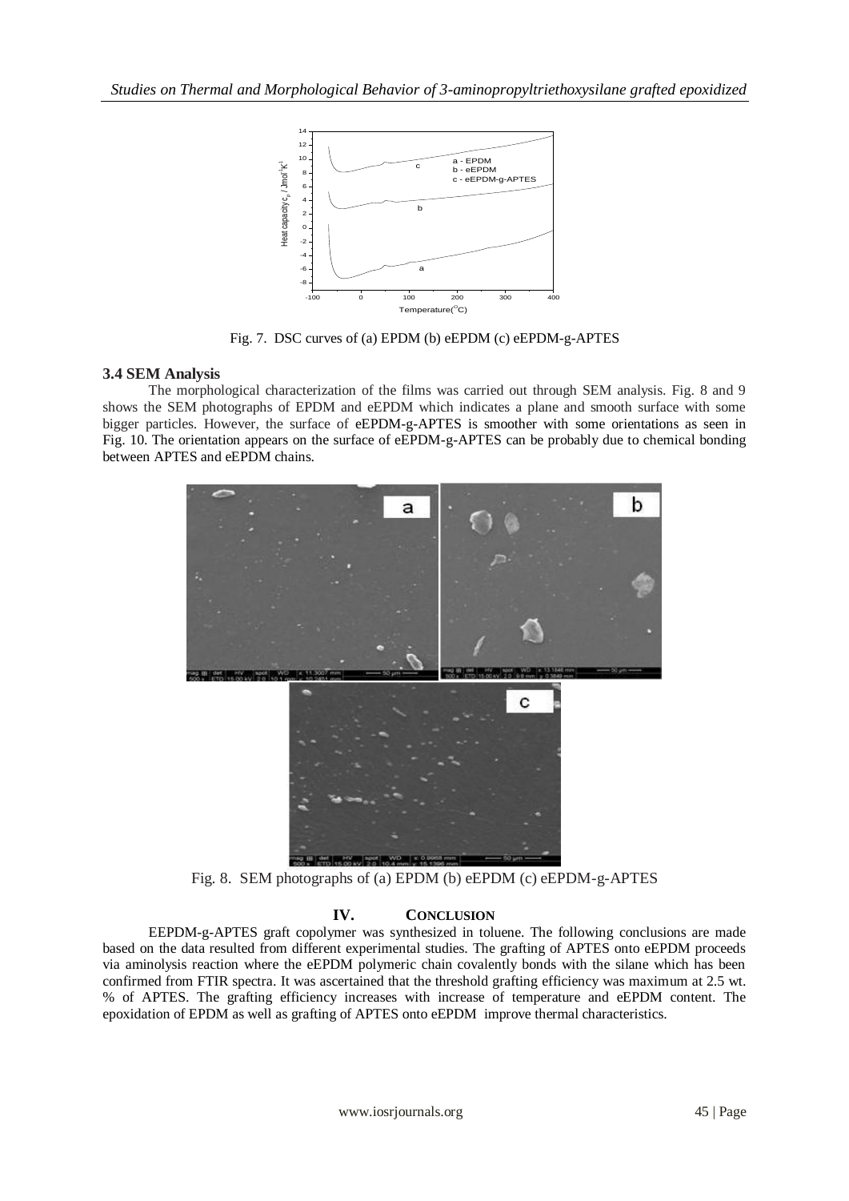Fig. 7. DSC curves of (a) EPDM (b) eEPDM (c) eEPDM-g-APTES

### 3.4 SEM Analysis

The morphological characterization of the films was carried out through SEM analysis. Fig. 8 and 9 shows the SEM photographs of EPDM and eEPDM which indicates a plane and smooth surface with some bigger particles. However, the surface of eEPDM-g-APTES is smoother with some orientations as seen in Fig. 10. The orientation appears on the surface of eEPDM-g-APTES can be probably due to chemical bonding between APTES and eEPDM chains.

Fig. 8. SEM photographs of (a) EPDM (b) eEPDM (c) eEPDM-g-APTES

## IV. CONCLUSION

EEPDM-g-APTES graft copolymer was synthesized in toluene. The following conclusions are made based on the data resulted from different experimental studies. The grafting of APTES onto eEPDM proceeds via aminolysis reaction where the eEPDM polymeric chain covalently bonds with the silane which has been confirmed from FTIR spectra. It was ascertained that the threshold grafting efficiency was maximum at 2.5 wt. % of APTES. The grafting efficiency increases with increase of temperature and eEPDM content. The epoxidation of EPDM as well as grafting of APTES onto eEPDM improve thermal characteristics.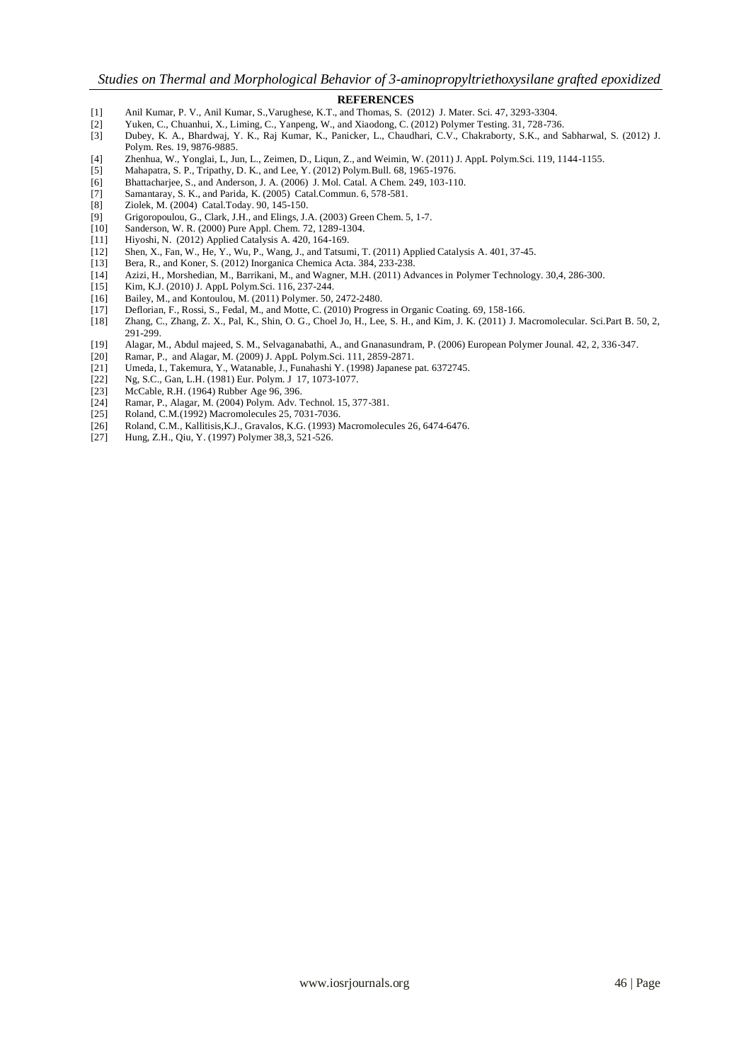**REFERENCES**

[1] Anil Kumar, P. V., Anil Kumar, S.,Varughese, K.T., and Thomas, S. (2012) J. Mater. Sci. 47, 3293-3304.
[2] Yuken, C., Chuanhui, X., Liming, C., Yanpeng, W., and Xiaodong, C. (2012) Polymer Testing. 31, 728-736.
[3] Dubey, K. A., Bhardwaj, Y. K., Raj Kumar, K., Panicker, L., Chaudhari, C.V., Chakraborty, S.K., and Sabharwal, S. (2012) J. Polym. Res. 19, 9876-9885.
[4] Zhenhua, W., Yonglai, L, Jun, L., Zeimen, D., Liqun, Z., and Weimin, W. (2011) J. AppL Polym.Sci. 119, 1144-1155.
[5] Mahapatra, S. P., Tripathy, D. K., and Lee, Y. (2012) Polym.Bull. 68, 1965-1976.
[6] Bhattacharjee, S., and Anderson, J. A. (2006) J. Mol. Catal. A Chem. 249, 103-110.
[7] Samantaray, S. K., and Parida, K. (2005) Catal.Commun. 6, 578-581.
[8] Ziolek, M. (2004) Catal.Today. 90, 145-150.
[9] Grigoropoulou, G., Clark, J.H., and Elings, J.A. (2003) Green Chem. 5, 1-7.
[10] Sanderson, W. R. (2000) Pure Appl. Chem. 72, 1289-1304.
[11] Hiyoshi, N. (2012) Applied Catalysis A. 420, 164-169.
[12] Shen, X., Fan, W., He, Y., Wu, P., Wang, J., and Tatsumi, T. (2011) Applied Catalysis A. 401, 37-45.
[13] Bera, R., and Koner, S. (2012) Inorganica Chemica Acta. 384, 233-238.
[14] Azizi, H., Morshedian, M., Barrikani, M., and Wagner, M.H. (2011) Advances in Polymer Technology. 30,4, 286-300.
[15] Kim, K.J. (2010) J. AppL Polym.Sci. 116, 237-244.
[16] Bailey, M., and Kontoulou, M. (2011) Polymer. 50, 2472-2480.
[17] Deflorian, F., Rossi, S., Fedal, M., and Motte, C. (2010) Progress in Organic Coating. 69, 158-166.
[18] Zhang, C., Zhang, Z. X., Pal, K., Shin, O. G., Choel Jo, H., Lee, S. H., and Kim, J. K. (2011) J. Macromolecular. Sci.Part B. 50, 2, 291-299.
[19] Alagar, M., Abdul majeed, S. M., Selvaganabathi, A., and Gnanasundram, P. (2006) European Polymer Jounal. 42, 2, 336-347.
[20] Ramar, P., and Alagar, M. (2009) J. AppL Polym.Sci. 111, 2859-2871.
[21] Umeda, I., Takemura, Y., Watanable, J., Funahashi Y. (1998) Japanese pat. 6372745.
[22] Ng, S.C., Gan, L.H. (1981) Eur. Polym. J 17, 1073-1077.
[23] McCable, R.H. (1964) Rubber Age 96, 396.
[24] Ramar, P., Alagar, M. (2004) Polym. Adv. Technol. 15, 377-381.
[25] Roland, C.M.(1992) Macromolecules 25, 7031-7036.
[26] Roland, C.M., Kallitisis,K.J., Gravalos, K.G. (1993) Macromolecules 26, 6474-6476.
[27] Hung, Z.H., Qiu, Y. (1997) Polymer 38,3, 521-526.